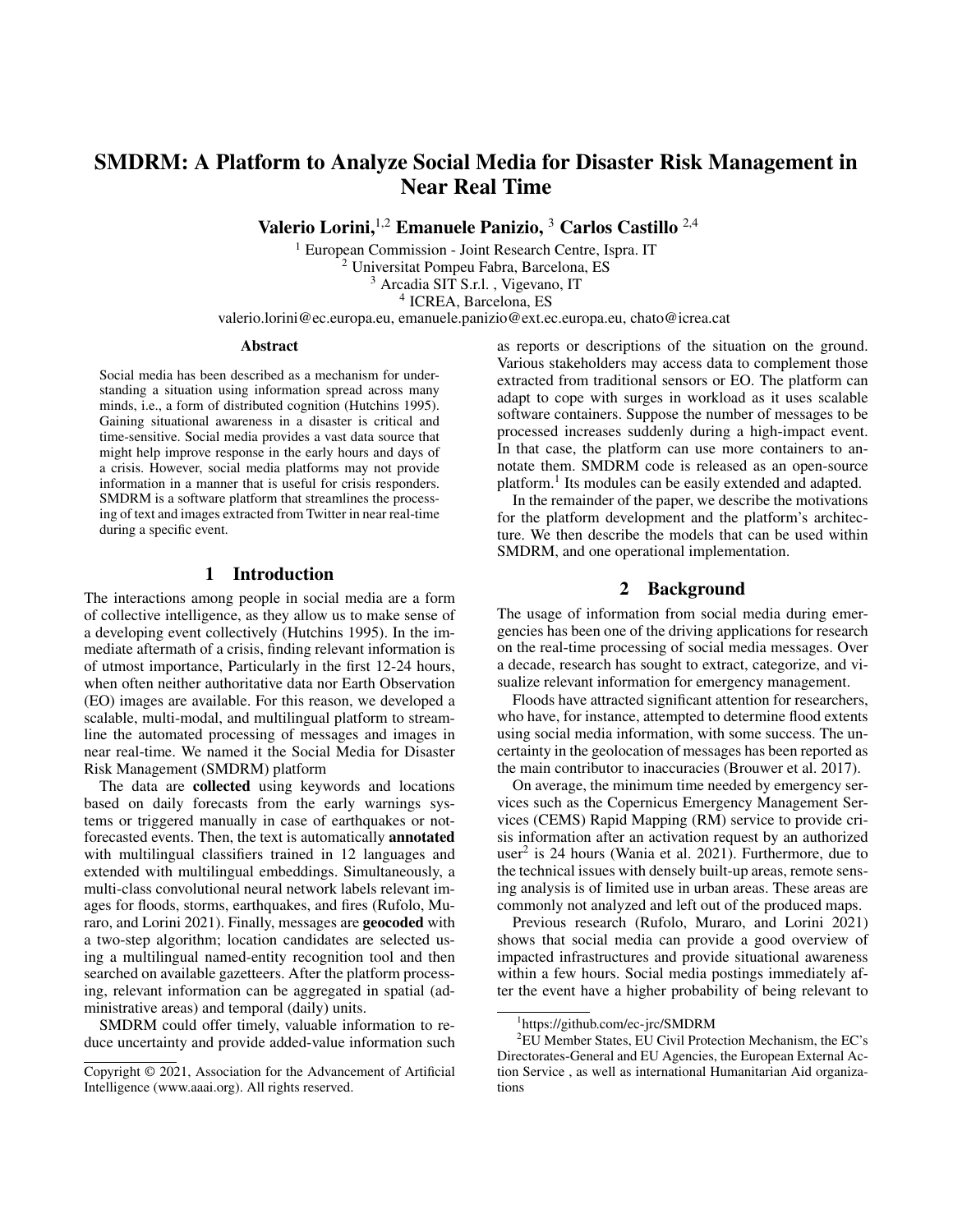# SMDRM: A Platform to Analyze Social Media for Disaster Risk Management in Near Real Time

**Valerio Lorini,**[1,2] **Emanuele Panizio,** [3] **Carlos Castillo** [2,4]

[1] European Commission - Joint Research Centre, Ispra. IT
[2] Universitat Pompeu Fabra, Barcelona, ES
[3] Arcadia SIT S.r.l. , Vigevano, IT
[4] ICREA, Barcelona, ES

valerio.lorini@ec.europa.eu, emanuele.panizio@ext.ec.europa.eu, chato@icrea.cat

### Abstract

Social media has been described as a mechanism for understanding a situation using information spread across many minds, i.e., a form of distributed cognition (Hutchins 1995). Gaining situational awareness in a disaster is critical and time-sensitive. Social media provides a vast data source that might help improve response in the early hours and days of a crisis. However, social media platforms may not provide information in a manner that is useful for crisis responders. SMDRM is a software platform that streamlines the processing of text and images extracted from Twitter in near real-time during a specific event.

## 1 Introduction

The interactions among people in social media are a form of collective intelligence, as they allow us to make sense of a developing event collectively (Hutchins 1995). In the immediate aftermath of a crisis, finding relevant information is of utmost importance, Particularly in the first 12-24 hours, when often neither authoritative data nor Earth Observation (EO) images are available. For this reason, we developed a scalable, multi-modal, and multilingual platform to streamline the automated processing of messages and images in near real-time. We named it the Social Media for Disaster Risk Management (SMDRM) platform

The data are **collected** using keywords and locations based on daily forecasts from the early warnings systems or triggered manually in case of earthquakes or not-forecasted events. Then, the text is automatically **annotated** with multilingual classifiers trained in 12 languages and extended with multilingual embeddings. Simultaneously, a multi-class convolutional neural network labels relevant images for floods, storms, earthquakes, and fires (Rufolo, Muraro, and Lorini 2021). Finally, messages are **geocoded** with a two-step algorithm; location candidates are selected using a multilingual named-entity recognition tool and then searched on available gazetteers. After the platform processing, relevant information can be aggregated in spatial (administrative areas) and temporal (daily) units.

SMDRM could offer timely, valuable information to reduce uncertainty and provide added-value information such as reports or descriptions of the situation on the ground. Various stakeholders may access data to complement those extracted from traditional sensors or EO. The platform can adapt to cope with surges in workload as it uses scalable software containers. Suppose the number of messages to be processed increases suddenly during a high-impact event. In that case, the platform can use more containers to annotate them. SMDRM code is released as an open-source platform.[1] Its modules can be easily extended and adapted.

In the remainder of the paper, we describe the motivations for the platform development and the platform's architecture. We then describe the models that can be used within SMDRM, and one operational implementation.

## 2 Background

The usage of information from social media during emergencies has been one of the driving applications for research on the real-time processing of social media messages. Over a decade, research has sought to extract, categorize, and visualize relevant information for emergency management.

Floods have attracted significant attention for researchers, who have, for instance, attempted to determine flood extents using social media information, with some success. The uncertainty in the geolocation of messages has been reported as the main contributor to inaccuracies (Brouwer et al. 2017).

On average, the minimum time needed by emergency services such as the Copernicus Emergency Management Services (CEMS) Rapid Mapping (RM) service to provide crisis information after an activation request by an authorized user[2] is 24 hours (Wania et al. 2021). Furthermore, due to the technical issues with densely built-up areas, remote sensing analysis is of limited use in urban areas. These areas are commonly not analyzed and left out of the produced maps.

Previous research (Rufolo, Muraro, and Lorini 2021) shows that social media can provide a good overview of impacted infrastructures and provide situational awareness within a few hours. Social media postings immediately after the event have a higher probability of being relevant to

---

Copyright © 2021, Association for the Advancement of Artificial Intelligence (www.aaai.org). All rights reserved.

[1] https://github.com/ec-jrc/SMDRM

[2] EU Member States, EU Civil Protection Mechanism, the EC's Directorates-General and EU Agencies, the European External Action Service , as well as international Humanitarian Aid organizations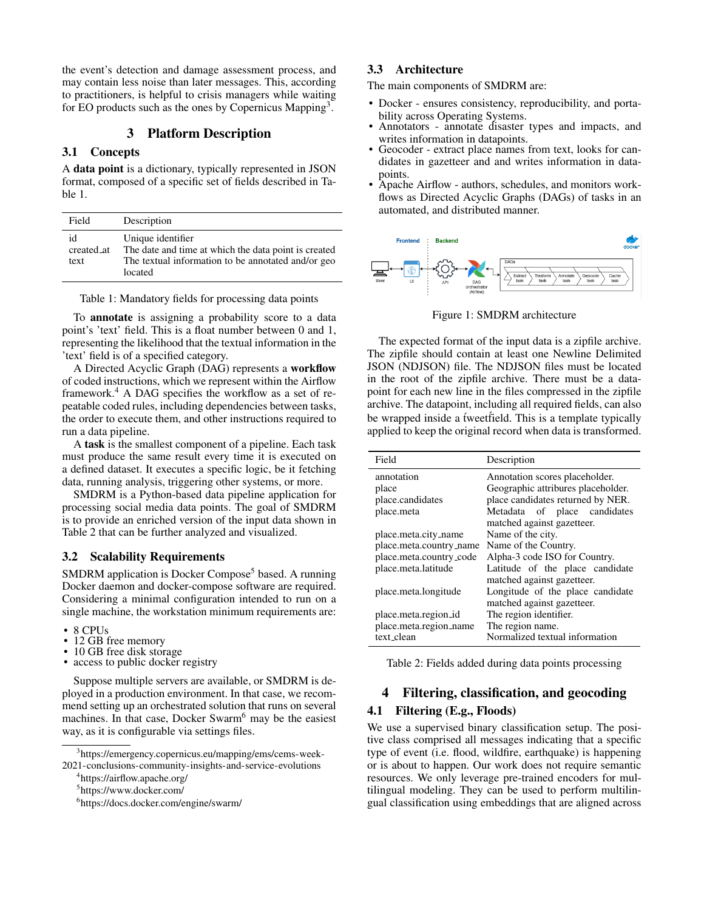the event's detection and damage assessment process, and may contain less noise than later messages. This, according to practitioners, is helpful to crisis managers while waiting for EO products such as the ones by Copernicus Mapping[3].

## 3 Platform Description

### 3.1 Concepts

A **data point** is a dictionary, typically represented in JSON format, composed of a specific set of fields described in Table 1.

| Field | Description |
|---|---|
| id | Unique identifier |
| created_at | The date and time at which the data point is created |
| text | The textual information to be annotated and/or geo located |

Table 1: Mandatory fields for processing data points

To **annotate** is assigning a probability score to a data point's 'text' field. This is a float number between 0 and 1, representing the likelihood that the textual information in the 'text' field is of a specified category.

A Directed Acyclic Graph (DAG) represents a **workflow** of coded instructions, which we represent within the Airflow framework.[4] A DAG specifies the workflow as a set of repeatable coded rules, including dependencies between tasks, the order to execute them, and other instructions required to run a data pipeline.

A **task** is the smallest component of a pipeline. Each task must produce the same result every time it is executed on a defined dataset. It executes a specific logic, be it fetching data, running analysis, triggering other systems, or more.

SMDRM is a Python-based data pipeline application for processing social media data points. The goal of SMDRM is to provide an enriched version of the input data shown in Table 2 that can be further analyzed and visualized.

### 3.2 Scalability Requirements

SMDRM application is Docker Compose[5] based. A running Docker daemon and docker-compose software are required. Considering a minimal configuration intended to run on a single machine, the workstation minimum requirements are:

- 8 CPUs
- 12 GB free memory
- 10 GB free disk storage
- access to public docker registry

Suppose multiple servers are available, or SMDRM is deployed in a production environment. In that case, we recommend setting up an orchestrated solution that runs on several machines. In that case, Docker Swarm[6] may be the easiest way, as it is configurable via settings files.

[3]https://emergency.copernicus.eu/mapping/ems/cems-week-2021-conclusions-community-insights-and-service-evolutions

[4]https://airflow.apache.org/

[5]https://www.docker.com/

[6]https://docs.docker.com/engine/swarm/

### 3.3 Architecture

The main components of SMDRM are:

- Docker - ensures consistency, reproducibility, and portability across Operating Systems.
- Annotators - annotate disaster types and impacts, and writes information in datapoints.
- Geocoder - extract place names from text, looks for candidates in gazetteer and and writes information in datapoints.
- Apache Airflow - authors, schedules, and monitors workflows as Directed Acyclic Graphs (DAGs) of tasks in an automated, and distributed manner.

Frontend
Backend
docker
User
UI
API
DAG orchestrator (Airflow)
DAGs
Extract task
Trasform task
Annotate task
Geocode task
Cache task

Figure 1: SMDRM architecture

The expected format of the input data is a zipfile archive. The zipfile should contain at least one Newline Delimited JSON (NDJSON) file. The NDJSON files must be located in the root of the zipfile archive. There must be a datapoint for each new line in the files compressed in the zipfile archive. The datapoint, including all required fields, can also be wrapped inside a ťweetfield. This is a template typically applied to keep the original record when data is transformed.

| Field | Description |
|---|---|
| annotation | Annotation scores placeholder. |
| place | Geographic attributes placeholder. |
| place.candidates | place candidates returned by NER. |
| place.meta | Metadata of place candidates matched against gazetteer. |
| place.meta.city_name | Name of the city. |
| place.meta.country_name | Name of the Country. |
| place.meta.country_code | Alpha-3 code ISO for Country. |
| place.meta.latitude | Latitude of the place candidate matched against gazetteer. |
| place.meta.longitude | Longitude of the place candidate matched against gazetteer. |
| place.meta.region_id | The region identifier. |
| place.meta.region_name | The region name. |
| text_clean | Normalized textual information |

Table 2: Fields added during data points processing

## 4 Filtering, classification, and geocoding

### 4.1 Filtering (E.g., Floods)

We use a supervised binary classification setup. The positive class comprised all messages indicating that a specific type of event (i.e. flood, wildfire, earthquake) is happening or is about to happen. Our work does not require semantic resources. We only leverage pre-trained encoders for multilingual modeling. They can be used to perform multilingual classification using embeddings that are aligned across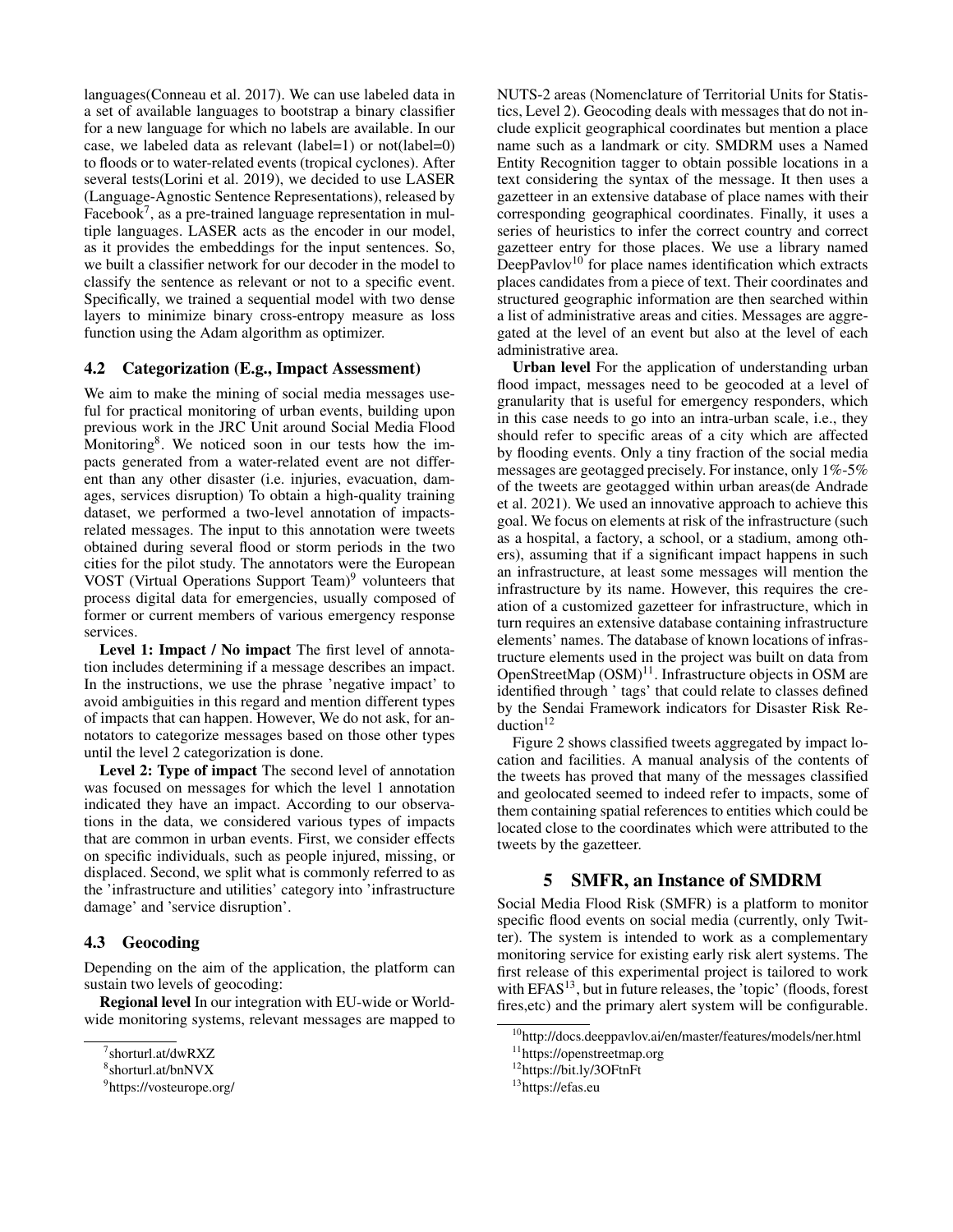languages(Conneau et al. 2017). We can use labeled data in a set of available languages to bootstrap a binary classifier for a new language for which no labels are available. In our case, we labeled data as relevant (label=1) or not(label=0) to floods or to water-related events (tropical cyclones). After several tests(Lorini et al. 2019), we decided to use LASER (Language-Agnostic Sentence Representations), released by Facebook[7], as a pre-trained language representation in multiple languages. LASER acts as the encoder in our model, as it provides the embeddings for the input sentences. So, we built a classifier network for our decoder in the model to classify the sentence as relevant or not to a specific event. Specifically, we trained a sequential model with two dense layers to minimize binary cross-entropy measure as loss function using the Adam algorithm as optimizer.

### 4.2 Categorization (E.g., Impact Assessment)

We aim to make the mining of social media messages useful for practical monitoring of urban events, building upon previous work in the JRC Unit around Social Media Flood Monitoring[8]. We noticed soon in our tests how the impacts generated from a water-related event are not different than any other disaster (i.e. injuries, evacuation, damages, services disruption) To obtain a high-quality training dataset, we performed a two-level annotation of impacts-related messages. The input to this annotation were tweets obtained during several flood or storm periods in the two cities for the pilot study. The annotators were the European VOST (Virtual Operations Support Team)[9] volunteers that process digital data for emergencies, usually composed of former or current members of various emergency response services.

**Level 1: Impact / No impact** The first level of annotation includes determining if a message describes an impact. In the instructions, we use the phrase 'negative impact' to avoid ambiguities in this regard and mention different types of impacts that can happen. However, We do not ask, for annotators to categorize messages based on those other types until the level 2 categorization is done.

**Level 2: Type of impact** The second level of annotation was focused on messages for which the level 1 annotation indicated they have an impact. According to our observations in the data, we considered various types of impacts that are common in urban events. First, we consider effects on specific individuals, such as people injured, missing, or displaced. Second, we split what is commonly referred to as the 'infrastructure and utilities' category into 'infrastructure damage' and 'service disruption'.

### 4.3 Geocoding

Depending on the aim of the application, the platform can sustain two levels of geocoding:

**Regional level** In our integration with EU-wide or Worldwide monitoring systems, relevant messages are mapped to NUTS-2 areas (Nomenclature of Territorial Units for Statistics, Level 2). Geocoding deals with messages that do not include explicit geographical coordinates but mention a place name such as a landmark or city. SMDRM uses a Named Entity Recognition tagger to obtain possible locations in a text considering the syntax of the message. It then uses a gazetteer in an extensive database of place names with their corresponding geographical coordinates. Finally, it uses a series of heuristics to infer the correct country and correct gazetteer entry for those places. We use a library named DeepPavlov[10] for place names identification which extracts places candidates from a piece of text. Their coordinates and structured geographic information are then searched within a list of administrative areas and cities. Messages are aggregated at the level of an event but also at the level of each administrative area.

**Urban level** For the application of understanding urban flood impact, messages need to be geocoded at a level of granularity that is useful for emergency responders, which in this case needs to go into an intra-urban scale, i.e., they should refer to specific areas of a city which are affected by flooding events. Only a tiny fraction of the social media messages are geotagged precisely. For instance, only 1%-5% of the tweets are geotagged within urban areas(de Andrade et al. 2021). We used an innovative approach to achieve this goal. We focus on elements at risk of the infrastructure (such as a hospital, a factory, a school, or a stadium, among others), assuming that if a significant impact happens in such an infrastructure, at least some messages will mention the infrastructure by its name. However, this requires the creation of a customized gazetteer for infrastructure, which in turn requires an extensive database containing infrastructure elements' names. The database of known locations of infrastructure elements used in the project was built on data from OpenStreetMap (OSM)[11]. Infrastructure objects in OSM are identified through ' tags' that could relate to classes defined by the Sendai Framework indicators for Disaster Risk Reduction[12]

Figure 2 shows classified tweets aggregated by impact location and facilities. A manual analysis of the contents of the tweets has proved that many of the messages classified and geolocated seemed to indeed refer to impacts, some of them containing spatial references to entities which could be located close to the coordinates which were attributed to the tweets by the gazetteer.

## 5 SMFR, an Instance of SMDRM

Social Media Flood Risk (SMFR) is a platform to monitor specific flood events on social media (currently, only Twitter). The system is intended to work as a complementary monitoring service for existing early risk alert systems. The first release of this experimental project is tailored to work with EFAS[13], but in future releases, the 'topic' (floods, forest fires,etc) and the primary alert system will be configurable.

---

[7] shorturl.at/dwRXZ

[8] shorturl.at/bnNVX

[9] https://vosteurope.org/

[10] http://docs.deeppavlov.ai/en/master/features/models/ner.html

[11] https://openstreetmap.org

[12] https://bit.ly/3OFtnFt

[13] https://efas.eu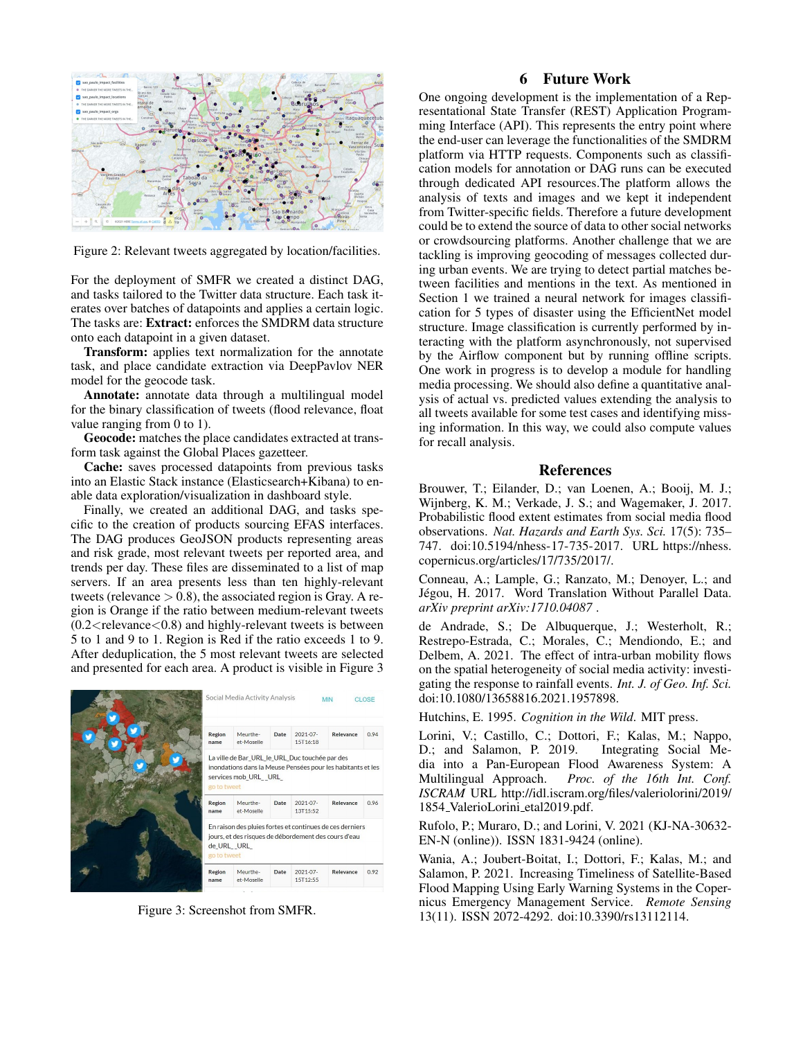Figure 2: Relevant tweets aggregated by location/facilities.

For the deployment of SMFR we created a distinct DAG, and tasks tailored to the Twitter data structure. Each task iterates over batches of datapoints and applies a certain logic. The tasks are: **Extract:** enforces the SMDRM data structure onto each datapoint in a given dataset.

**Transform:** applies text normalization for the annotate task, and place candidate extraction via DeepPavlov NER model for the geocode task.

**Annotate:** annotate data through a multilingual model for the binary classification of tweets (flood relevance, float value ranging from 0 to 1).

**Geocode:** matches the place candidates extracted at transform task against the Global Places gazetteer.

**Cache:** saves processed datapoints from previous tasks into an Elastic Stack instance (Elasticsearch+Kibana) to enable data exploration/visualization in dashboard style.

Finally, we created an additional DAG, and tasks specific to the creation of products sourcing EFAS interfaces. The DAG produces GeoJSON products representing areas and risk grade, most relevant tweets per reported area, and trends per day. These files are disseminated to a list of map servers. If an area presents less than ten highly-relevant tweets (relevance $> 0.8$), the associated region is Gray. A region is Orange if the ratio between medium-relevant tweets ($0.2 <$relevance$< 0.8$) and highly-relevant tweets is between 5 to 1 and 9 to 1. Region is Red if the ratio exceeds 1 to 9. After deduplication, the 5 most relevant tweets are selected and presented for each area. A product is visible in Figure 3

Figure 3: Screenshot from SMFR.

## 6 Future Work

One ongoing development is the implementation of a Representational State Transfer (REST) Application Programming Interface (API). This represents the entry point where the end-user can leverage the functionalities of the SMDRM platform via HTTP requests. Components such as classification models for annotation or DAG runs can be executed through dedicated API resources.The platform allows the analysis of texts and images and we kept it independent from Twitter-specific fields. Therefore a future development could be to extend the source of data to other social networks or crowdsourcing platforms. Another challenge that we are tackling is improving geocoding of messages collected during urban events. We are trying to detect partial matches between facilities and mentions in the text. As mentioned in Section 1 we trained a neural network for images classification for 5 types of disaster using the EfficientNet model structure. Image classification is currently performed by interacting with the platform asynchronously, not supervised by the Airflow component but by running offline scripts. One work in progress is to develop a module for handling media processing. We should also define a quantitative analysis of actual vs. predicted values extending the analysis to all tweets available for some test cases and identifying missing information. In this way, we could also compute values for recall analysis.

## References

Brouwer, T.; Eilander, D.; van Loenen, A.; Booij, M. J.; Wijnberg, K. M.; Verkade, J. S.; and Wagemaker, J. 2017. Probabilistic flood extent estimates from social media flood observations. *Nat. Hazards and Earth Sys. Sci.* 17(5): 735–747. doi:10.5194/nhess-17-735-2017. URL https://nhess.copernicus.org/articles/17/735/2017/.

Conneau, A.; Lample, G.; Ranzato, M.; Denoyer, L.; and Jégou, H. 2017. Word Translation Without Parallel Data. *arXiv preprint arXiv:1710.04087* .

de Andrade, S.; De Albuquerque, J.; Westerholt, R.; Restrepo-Estrada, C.; Morales, C.; Mendiondo, E.; and Delbem, A. 2021. The effect of intra-urban mobility flows on the spatial heterogeneity of social media activity: investigating the response to rainfall events. *Int. J. of Geo. Inf. Sci.* doi:10.1080/13658816.2021.1957898.

Hutchins, E. 1995. *Cognition in the Wild.* MIT press.

Lorini, V.; Castillo, C.; Dottori, F.; Kalas, M.; Nappo, D.; and Salamon, P. 2019. Integrating Social Media into a Pan-European Flood Awareness System: A Multilingual Approach. *Proc. of the 16th Int. Conf. ISCRAM* URL http://idl.iscram.org/files/valeriolorini/2019/1854_ValerioLorini_etal2019.pdf.

Rufolo, P.; Muraro, D.; and Lorini, V. 2021 (KJ-NA-30632-EN-N (online)). ISSN 1831-9424 (online).

Wania, A.; Joubert-Boitat, I.; Dottori, F.; Kalas, M.; and Salamon, P. 2021. Increasing Timeliness of Satellite-Based Flood Mapping Using Early Warning Systems in the Copernicus Emergency Management Service. *Remote Sensing* 13(11). ISSN 2072-4292. doi:10.3390/rs13112114.